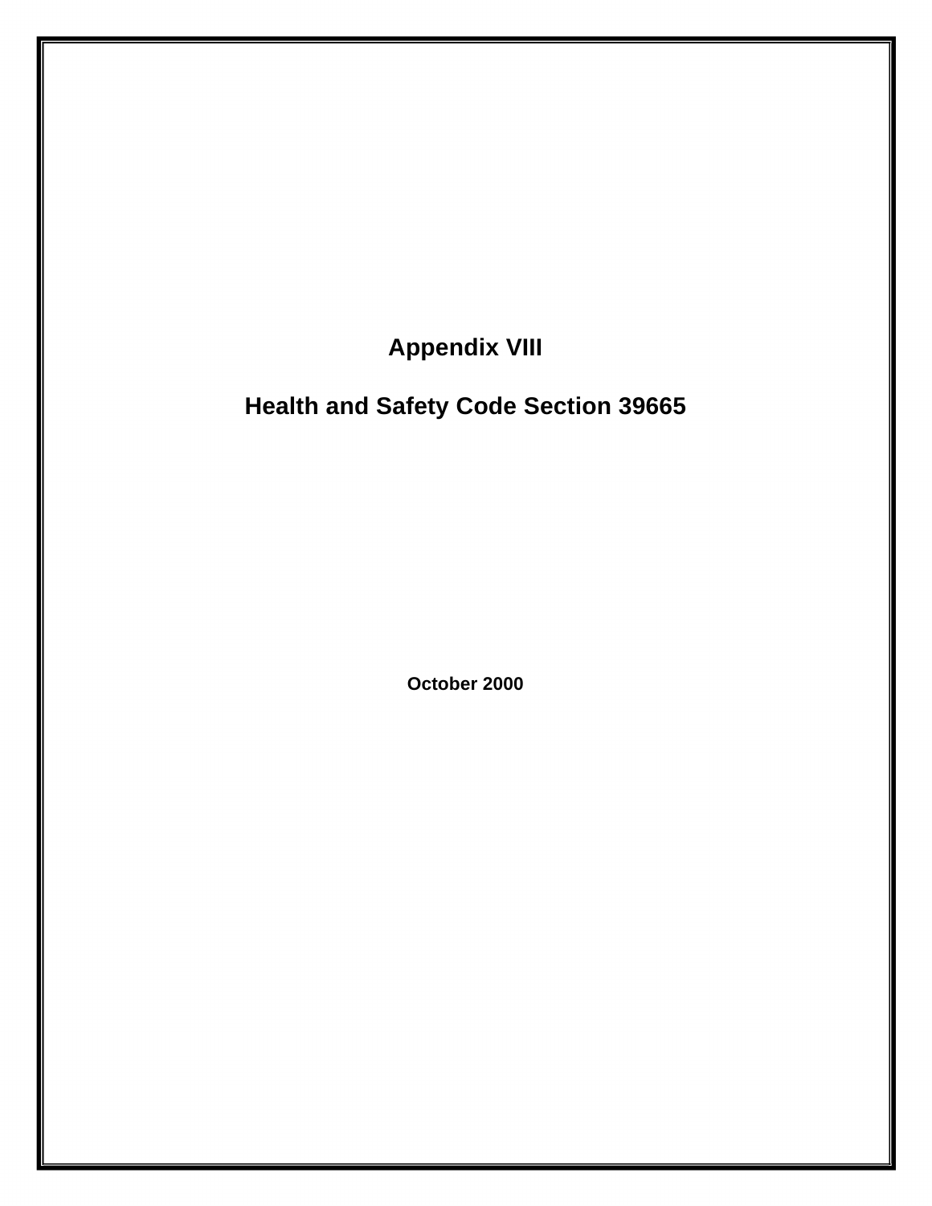# Appendix VIII

# Health and Safety Code Section 39665

**October 2000**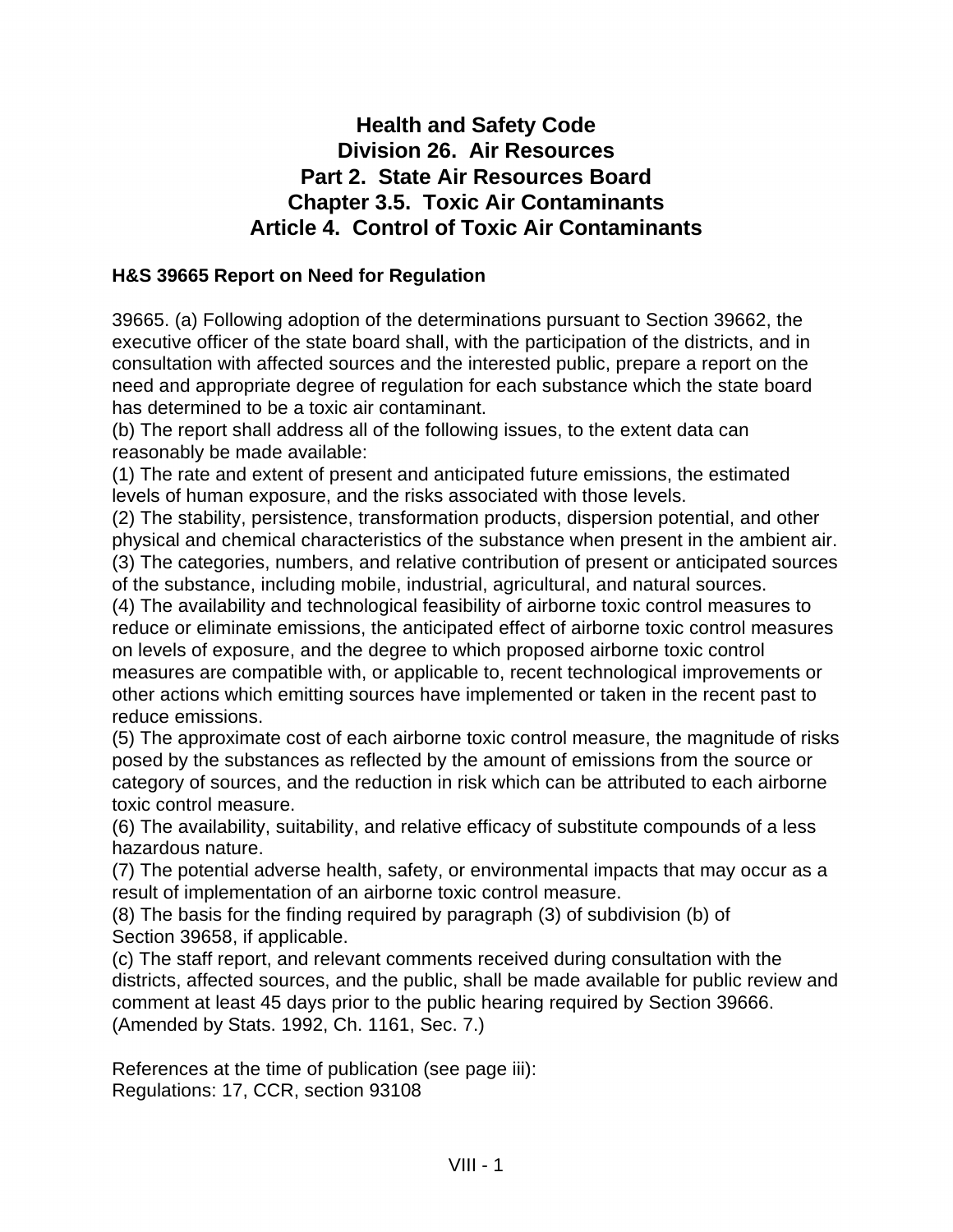# Health and Safety Code
# Division 26. Air Resources
# Part 2. State Air Resources Board
# Chapter 3.5. Toxic Air Contaminants
# Article 4. Control of Toxic Air Contaminants

### H&S 39665 Report on Need for Regulation

39665. (a) Following adoption of the determinations pursuant to Section 39662, the executive officer of the state board shall, with the participation of the districts, and in consultation with affected sources and the interested public, prepare a report on the need and appropriate degree of regulation for each substance which the state board has determined to be a toxic air contaminant.
(b) The report shall address all of the following issues, to the extent data can reasonably be made available:
(1) The rate and extent of present and anticipated future emissions, the estimated levels of human exposure, and the risks associated with those levels.
(2) The stability, persistence, transformation products, dispersion potential, and other physical and chemical characteristics of the substance when present in the ambient air.
(3) The categories, numbers, and relative contribution of present or anticipated sources of the substance, including mobile, industrial, agricultural, and natural sources.
(4) The availability and technological feasibility of airborne toxic control measures to reduce or eliminate emissions, the anticipated effect of airborne toxic control measures on levels of exposure, and the degree to which proposed airborne toxic control measures are compatible with, or applicable to, recent technological improvements or other actions which emitting sources have implemented or taken in the recent past to reduce emissions.
(5) The approximate cost of each airborne toxic control measure, the magnitude of risks posed by the substances as reflected by the amount of emissions from the source or category of sources, and the reduction in risk which can be attributed to each airborne toxic control measure.
(6) The availability, suitability, and relative efficacy of substitute compounds of a less hazardous nature.
(7) The potential adverse health, safety, or environmental impacts that may occur as a result of implementation of an airborne toxic control measure.
(8) The basis for the finding required by paragraph (3) of subdivision (b) of Section 39658, if applicable.
(c) The staff report, and relevant comments received during consultation with the districts, affected sources, and the public, shall be made available for public review and comment at least 45 days prior to the public hearing required by Section 39666.
(Amended by Stats. 1992, Ch. 1161, Sec. 7.)

References at the time of publication (see page iii):
Regulations: 17, CCR, section 93108